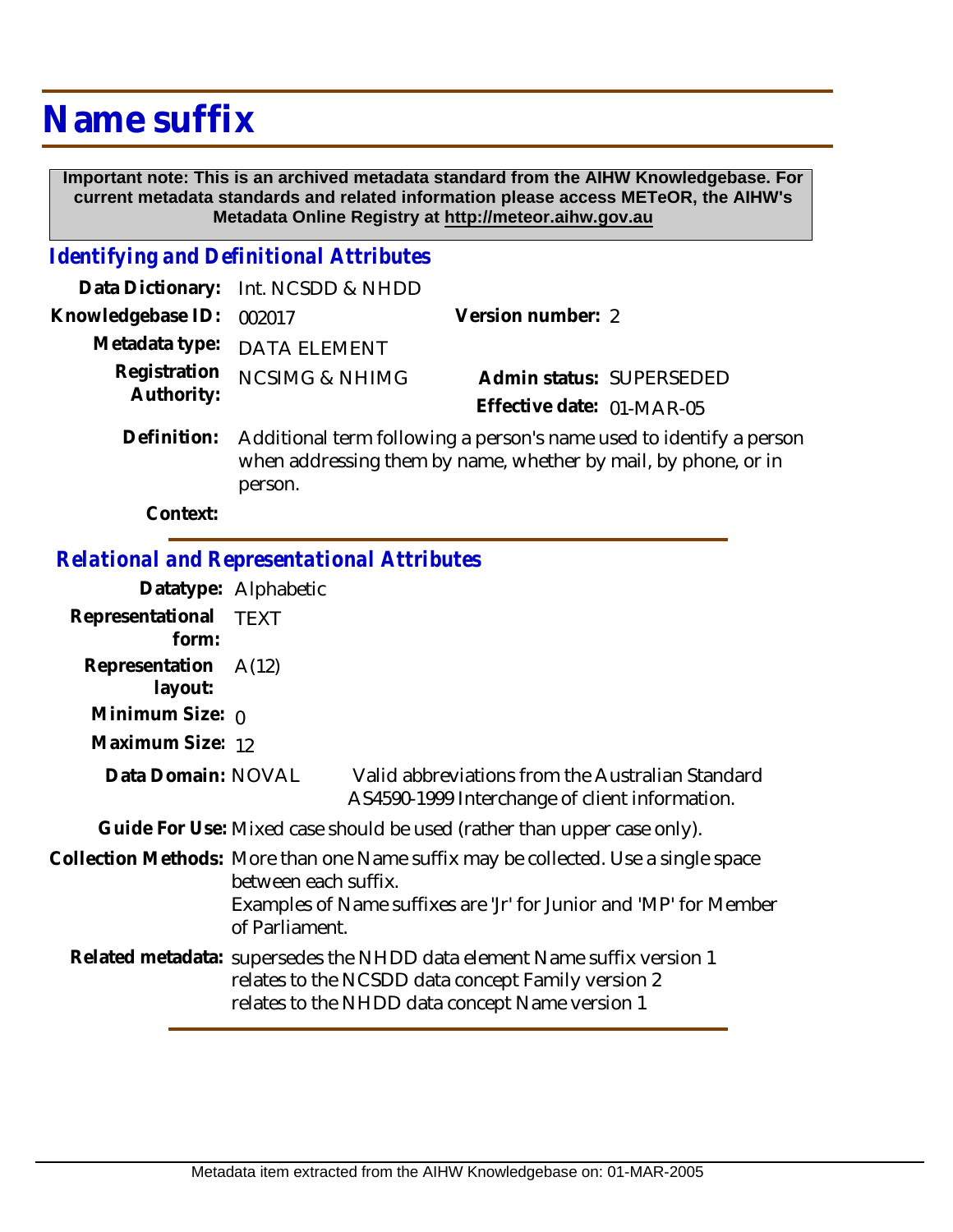# Name suffix

**Important note: This is an archived metadata standard from the AIHW Knowledgebase. For current metadata standards and related information please access METeOR, the AIHW's Metadata Online Registry at http://meteor.aihw.gov.au**

## *Identifying and Definitional Attributes*

**Data Dictionary:** Int. NCSDD & NHDD

**Knowledgebase ID:** 002017

**Version number:** 2

**Metadata type:** DATA ELEMENT

**Registration Authority:** NCSIMG & NHIMG

**Admin status:** SUPERSEDED

**Effective date:** 01-MAR-05

**Definition:** Additional term following a person's name used to identify a person when addressing them by name, whether by mail, by phone, or in person.

**Context:**

## *Relational and Representational Attributes*

**Datatype:** Alphabetic

**Representational form:** TEXT

**Representation layout:** A(12)

**Minimum Size:** 0

**Maximum Size:** 12

**Data Domain:** NOVAL Valid abbreviations from the Australian Standard AS4590-1999 Interchange of client information.

**Guide For Use:** Mixed case should be used (rather than upper case only).

**Collection Methods:** More than one Name suffix may be collected. Use a single space between each suffix.
Examples of Name suffixes are 'Jr' for Junior and 'MP' for Member of Parliament.

**Related metadata:** supersedes the NHDD data element Name suffix version 1
relates to the NCSDD data concept Family version 2
relates to the NHDD data concept Name version 1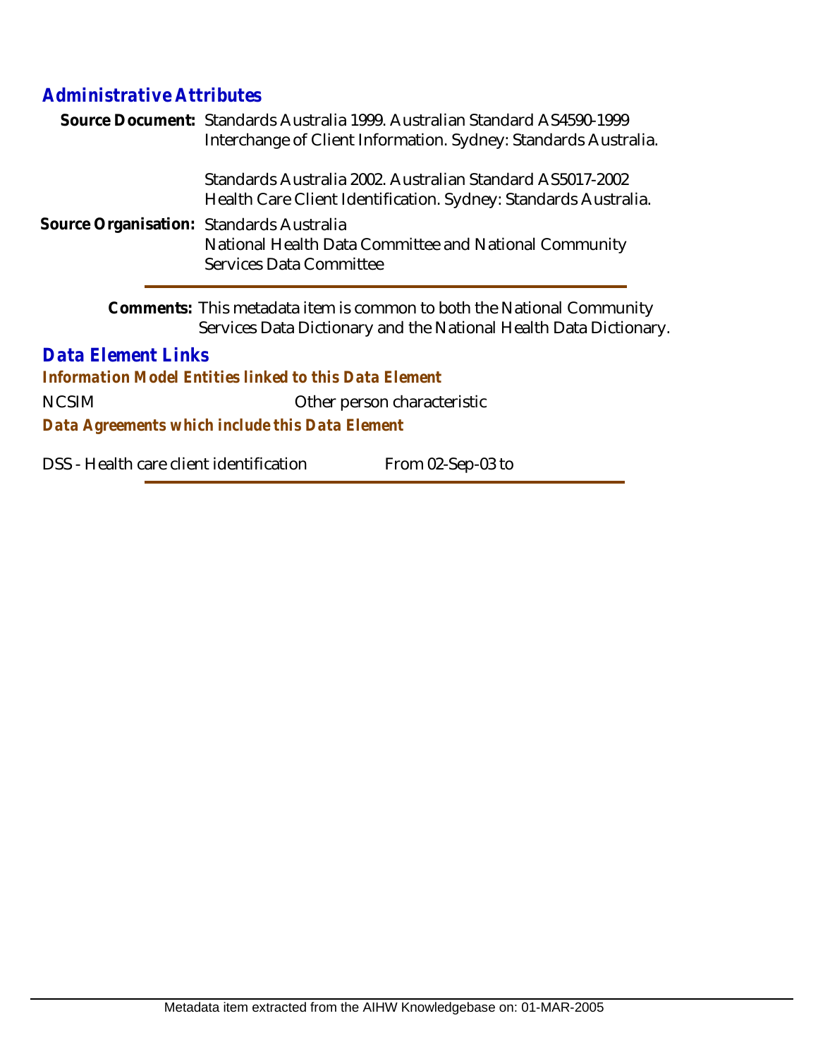## Administrative Attributes

**Source Document:** Standards Australia 1999. Australian Standard AS4590-1999 Interchange of Client Information. Sydney: Standards Australia.

Standards Australia 2002. Australian Standard AS5017-2002 Health Care Client Identification. Sydney: Standards Australia.

**Source Organisation:** Standards Australia
National Health Data Committee and National Community Services Data Committee

**Comments:** This metadata item is common to both the National Community Services Data Dictionary and the National Health Data Dictionary.

## Data Element Links

### Information Model Entities linked to this Data Element

| | |
|---|---|
| NCSIM | Other person characteristic |

### Data Agreements which include this Data Element

| | |
|---|---|
| DSS - Health care client identification | From 02-Sep-03 to |

Metadata item extracted from the AIHW Knowledgebase on: 01-MAR-2005